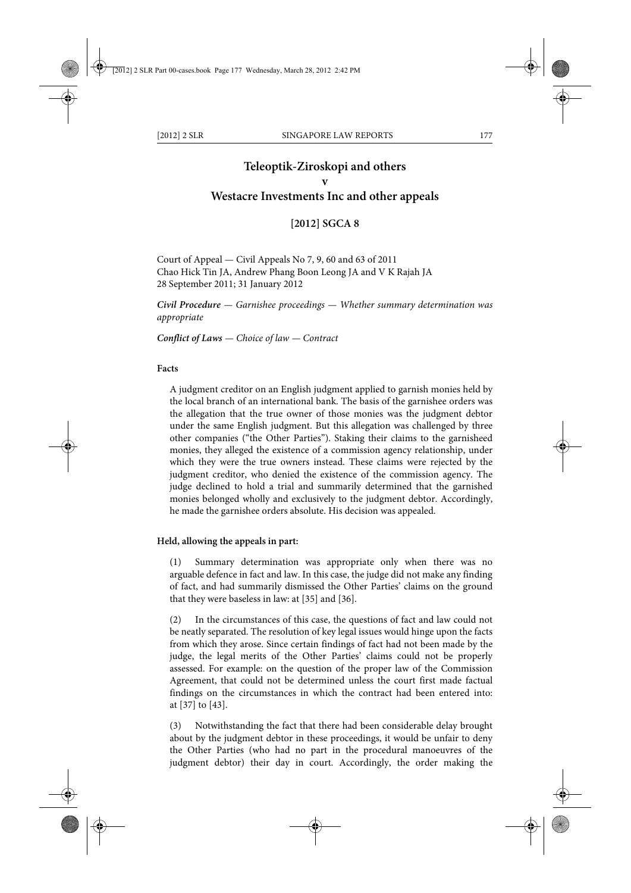# Teleoptik-Ziroskopi and others

**v**

# Westacre Investments Inc and other appeals

**[2012] SGCA 8**

Court of Appeal — Civil Appeals No 7, 9, 60 and 63 of 2011
Chao Hick Tin JA, Andrew Phang Boon Leong JA and V K Rajah JA
28 September 2011; 31 January 2012

***Civil Procedure** — Garnishee proceedings — Whether summary determination was appropriate*

***Conflict of Laws** — Choice of law — Contract*

**Facts**

A judgment creditor on an English judgment applied to garnish monies held by the local branch of an international bank. The basis of the garnishee orders was the allegation that the true owner of those monies was the judgment debtor under the same English judgment. But this allegation was challenged by three other companies ("the Other Parties"). Staking their claims to the garnisheed monies, they alleged the existence of a commission agency relationship, under which they were the true owners instead. These claims were rejected by the judgment creditor, who denied the existence of the commission agency. The judge declined to hold a trial and summarily determined that the garnished monies belonged wholly and exclusively to the judgment debtor. Accordingly, he made the garnishee orders absolute. His decision was appealed.

**Held, allowing the appeals in part:**

(1) Summary determination was appropriate only when there was no arguable defence in fact and law. In this case, the judge did not make any finding of fact, and had summarily dismissed the Other Parties' claims on the ground that they were baseless in law: at [35] and [36].

(2) In the circumstances of this case, the questions of fact and law could not be neatly separated. The resolution of key legal issues would hinge upon the facts from which they arose. Since certain findings of fact had not been made by the judge, the legal merits of the Other Parties' claims could not be properly assessed. For example: on the question of the proper law of the Commission Agreement, that could not be determined unless the court first made factual findings on the circumstances in which the contract had been entered into: at [37] to [43].

(3) Notwithstanding the fact that there had been considerable delay brought about by the judgment debtor in these proceedings, it would be unfair to deny the Other Parties (who had no part in the procedural manoeuvres of the judgment debtor) their day in court. Accordingly, the order making the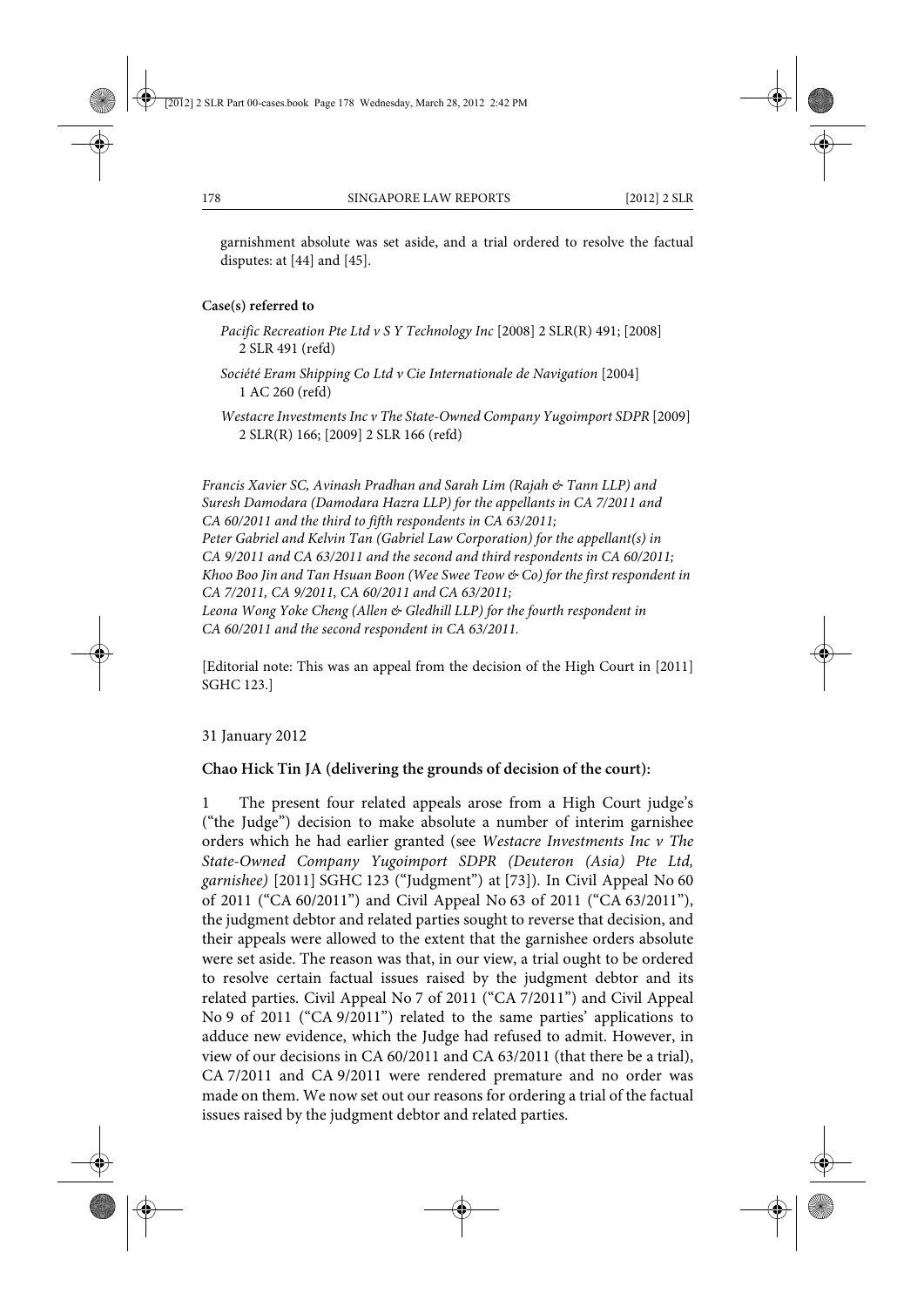garnishment absolute was set aside, and a trial ordered to resolve the factual disputes: at [44] and [45].

**Case(s) referred to**

*Pacific Recreation Pte Ltd v S Y Technology Inc* [2008] 2 SLR(R) 491; [2008] 2 SLR 491 (refd)

*Société Eram Shipping Co Ltd v Cie Internationale de Navigation* [2004] 1 AC 260 (refd)

*Westacre Investments Inc v The State-Owned Company Yugoimport SDPR* [2009] 2 SLR(R) 166; [2009] 2 SLR 166 (refd)

*Francis Xavier SC, Avinash Pradhan and Sarah Lim (Rajah & Tann LLP) and Suresh Damodara (Damodara Hazra LLP) for the appellants in CA 7/2011 and CA 60/2011 and the third to fifth respondents in CA 63/2011;*
*Peter Gabriel and Kelvin Tan (Gabriel Law Corporation) for the appellant(s) in CA 9/2011 and CA 63/2011 and the second and third respondents in CA 60/2011;*
*Khoo Boo Jin and Tan Hsuan Boon (Wee Swee Teow & Co) for the first respondent in CA 7/2011, CA 9/2011, CA 60/2011 and CA 63/2011;*
*Leona Wong Yoke Cheng (Allen & Gledhill LLP) for the fourth respondent in CA 60/2011 and the second respondent in CA 63/2011.*

[Editorial note: This was an appeal from the decision of the High Court in [2011] SGHC 123.]

31 January 2012

**Chao Hick Tin JA (delivering the grounds of decision of the court):**

1 The present four related appeals arose from a High Court judge's ("the Judge") decision to make absolute a number of interim garnishee orders which he had earlier granted (see *Westacre Investments Inc v The State-Owned Company Yugoimport SDPR (Deuteron (Asia) Pte Ltd, garnishee)* [2011] SGHC 123 ("Judgment") at [73]). In Civil Appeal No 60 of 2011 ("CA 60/2011") and Civil Appeal No 63 of 2011 ("CA 63/2011"), the judgment debtor and related parties sought to reverse that decision, and their appeals were allowed to the extent that the garnishee orders absolute were set aside. The reason was that, in our view, a trial ought to be ordered to resolve certain factual issues raised by the judgment debtor and its related parties. Civil Appeal No 7 of 2011 ("CA 7/2011") and Civil Appeal No 9 of 2011 ("CA 9/2011") related to the same parties' applications to adduce new evidence, which the Judge had refused to admit. However, in view of our decisions in CA 60/2011 and CA 63/2011 (that there be a trial), CA 7/2011 and CA 9/2011 were rendered premature and no order was made on them. We now set out our reasons for ordering a trial of the factual issues raised by the judgment debtor and related parties.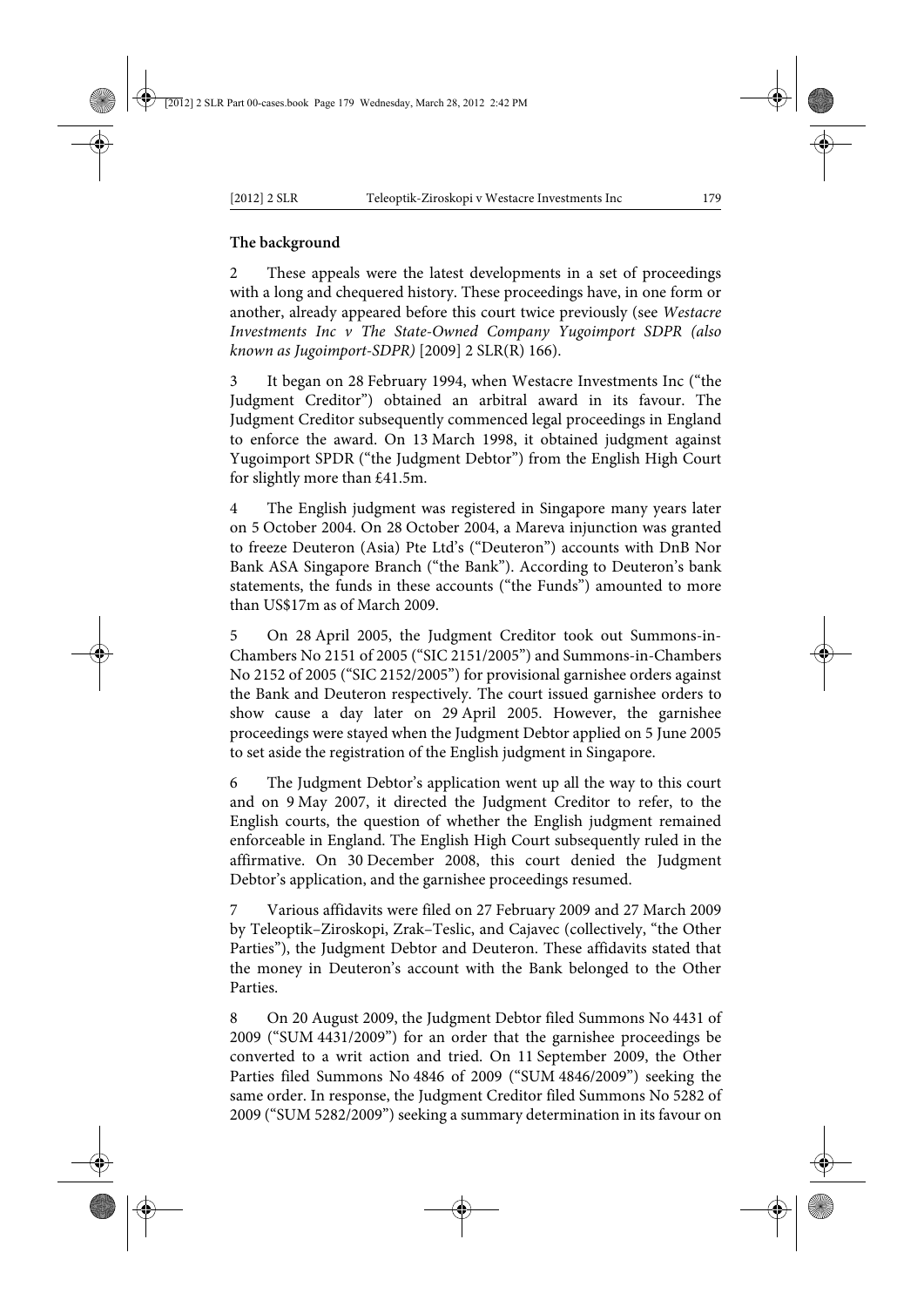**The background**

2 These appeals were the latest developments in a set of proceedings with a long and chequered history. These proceedings have, in one form or another, already appeared before this court twice previously (see *Westacre Investments Inc v The State-Owned Company Yugoimport SDPR (also known as Jugoimport-SDPR)* [2009] 2 SLR(R) 166).

3 It began on 28 February 1994, when Westacre Investments Inc ("the Judgment Creditor") obtained an arbitral award in its favour. The Judgment Creditor subsequently commenced legal proceedings in England to enforce the award. On 13 March 1998, it obtained judgment against Yugoimport SPDR ("the Judgment Debtor") from the English High Court for slightly more than £41.5m.

4 The English judgment was registered in Singapore many years later on 5 October 2004. On 28 October 2004, a Mareva injunction was granted to freeze Deuteron (Asia) Pte Ltd's ("Deuteron") accounts with DnB Nor Bank ASA Singapore Branch ("the Bank"). According to Deuteron's bank statements, the funds in these accounts ("the Funds") amounted to more than US$17m as of March 2009.

5 On 28 April 2005, the Judgment Creditor took out Summons-in-Chambers No 2151 of 2005 ("SIC 2151/2005") and Summons-in-Chambers No 2152 of 2005 ("SIC 2152/2005") for provisional garnishee orders against the Bank and Deuteron respectively. The court issued garnishee orders to show cause a day later on 29 April 2005. However, the garnishee proceedings were stayed when the Judgment Debtor applied on 5 June 2005 to set aside the registration of the English judgment in Singapore.

6 The Judgment Debtor's application went up all the way to this court and on 9 May 2007, it directed the Judgment Creditor to refer, to the English courts, the question of whether the English judgment remained enforceable in England. The English High Court subsequently ruled in the affirmative. On 30 December 2008, this court denied the Judgment Debtor's application, and the garnishee proceedings resumed.

7 Various affidavits were filed on 27 February 2009 and 27 March 2009 by Teleoptik–Ziroskopi, Zrak–Teslic, and Cajavec (collectively, "the Other Parties"), the Judgment Debtor and Deuteron. These affidavits stated that the money in Deuteron's account with the Bank belonged to the Other Parties.

8 On 20 August 2009, the Judgment Debtor filed Summons No 4431 of 2009 ("SUM 4431/2009") for an order that the garnishee proceedings be converted to a writ action and tried. On 11 September 2009, the Other Parties filed Summons No 4846 of 2009 ("SUM 4846/2009") seeking the same order. In response, the Judgment Creditor filed Summons No 5282 of 2009 ("SUM 5282/2009") seeking a summary determination in its favour on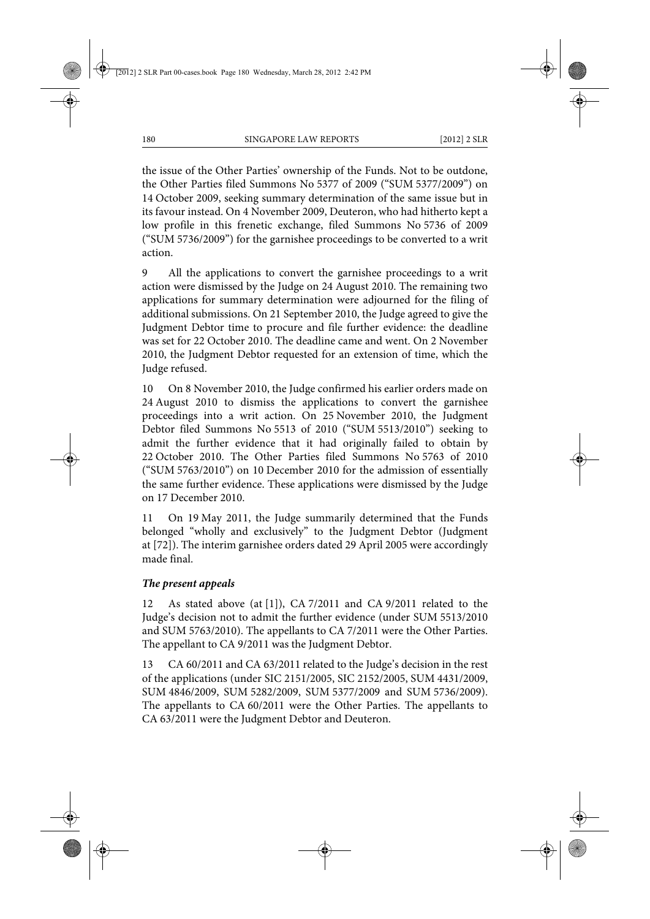the issue of the Other Parties' ownership of the Funds. Not to be outdone, the Other Parties filed Summons No 5377 of 2009 ("SUM 5377/2009") on 14 October 2009, seeking summary determination of the same issue but in its favour instead. On 4 November 2009, Deuteron, who had hitherto kept a low profile in this frenetic exchange, filed Summons No 5736 of 2009 ("SUM 5736/2009") for the garnishee proceedings to be converted to a writ action.

9 All the applications to convert the garnishee proceedings to a writ action were dismissed by the Judge on 24 August 2010. The remaining two applications for summary determination were adjourned for the filing of additional submissions. On 21 September 2010, the Judge agreed to give the Judgment Debtor time to procure and file further evidence: the deadline was set for 22 October 2010. The deadline came and went. On 2 November 2010, the Judgment Debtor requested for an extension of time, which the Judge refused.

10 On 8 November 2010, the Judge confirmed his earlier orders made on 24 August 2010 to dismiss the applications to convert the garnishee proceedings into a writ action. On 25 November 2010, the Judgment Debtor filed Summons No 5513 of 2010 ("SUM 5513/2010") seeking to admit the further evidence that it had originally failed to obtain by 22 October 2010. The Other Parties filed Summons No 5763 of 2010 ("SUM 5763/2010") on 10 December 2010 for the admission of essentially the same further evidence. These applications were dismissed by the Judge on 17 December 2010.

11 On 19 May 2011, the Judge summarily determined that the Funds belonged "wholly and exclusively" to the Judgment Debtor (Judgment at [72]). The interim garnishee orders dated 29 April 2005 were accordingly made final.

***The present appeals***

12 As stated above (at [1]), CA 7/2011 and CA 9/2011 related to the Judge's decision not to admit the further evidence (under SUM 5513/2010 and SUM 5763/2010). The appellants to CA 7/2011 were the Other Parties. The appellant to CA 9/2011 was the Judgment Debtor.

13 CA 60/2011 and CA 63/2011 related to the Judge's decision in the rest of the applications (under SIC 2151/2005, SIC 2152/2005, SUM 4431/2009, SUM 4846/2009, SUM 5282/2009, SUM 5377/2009 and SUM 5736/2009). The appellants to CA 60/2011 were the Other Parties. The appellants to CA 63/2011 were the Judgment Debtor and Deuteron.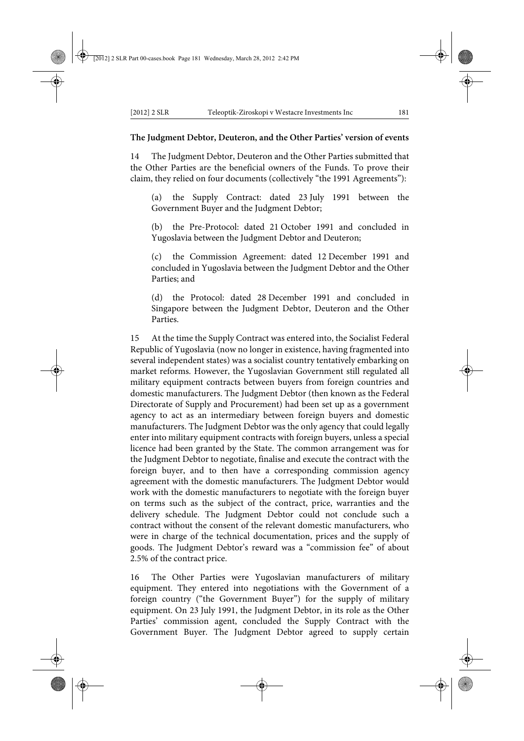**The Judgment Debtor, Deuteron, and the Other Parties' version of events**

14 The Judgment Debtor, Deuteron and the Other Parties submitted that the Other Parties are the beneficial owners of the Funds. To prove their claim, they relied on four documents (collectively "the 1991 Agreements"):

(a) the Supply Contract: dated 23 July 1991 between the Government Buyer and the Judgment Debtor;

(b) the Pre-Protocol: dated 21 October 1991 and concluded in Yugoslavia between the Judgment Debtor and Deuteron;

(c) the Commission Agreement: dated 12 December 1991 and concluded in Yugoslavia between the Judgment Debtor and the Other Parties; and

(d) the Protocol: dated 28 December 1991 and concluded in Singapore between the Judgment Debtor, Deuteron and the Other Parties.

15 At the time the Supply Contract was entered into, the Socialist Federal Republic of Yugoslavia (now no longer in existence, having fragmented into several independent states) was a socialist country tentatively embarking on market reforms. However, the Yugoslavian Government still regulated all military equipment contracts between buyers from foreign countries and domestic manufacturers. The Judgment Debtor (then known as the Federal Directorate of Supply and Procurement) had been set up as a government agency to act as an intermediary between foreign buyers and domestic manufacturers. The Judgment Debtor was the only agency that could legally enter into military equipment contracts with foreign buyers, unless a special licence had been granted by the State. The common arrangement was for the Judgment Debtor to negotiate, finalise and execute the contract with the foreign buyer, and to then have a corresponding commission agency agreement with the domestic manufacturers. The Judgment Debtor would work with the domestic manufacturers to negotiate with the foreign buyer on terms such as the subject of the contract, price, warranties and the delivery schedule. The Judgment Debtor could not conclude such a contract without the consent of the relevant domestic manufacturers, who were in charge of the technical documentation, prices and the supply of goods. The Judgment Debtor's reward was a "commission fee" of about 2.5% of the contract price.

16 The Other Parties were Yugoslavian manufacturers of military equipment. They entered into negotiations with the Government of a foreign country ("the Government Buyer") for the supply of military equipment. On 23 July 1991, the Judgment Debtor, in its role as the Other Parties' commission agent, concluded the Supply Contract with the Government Buyer. The Judgment Debtor agreed to supply certain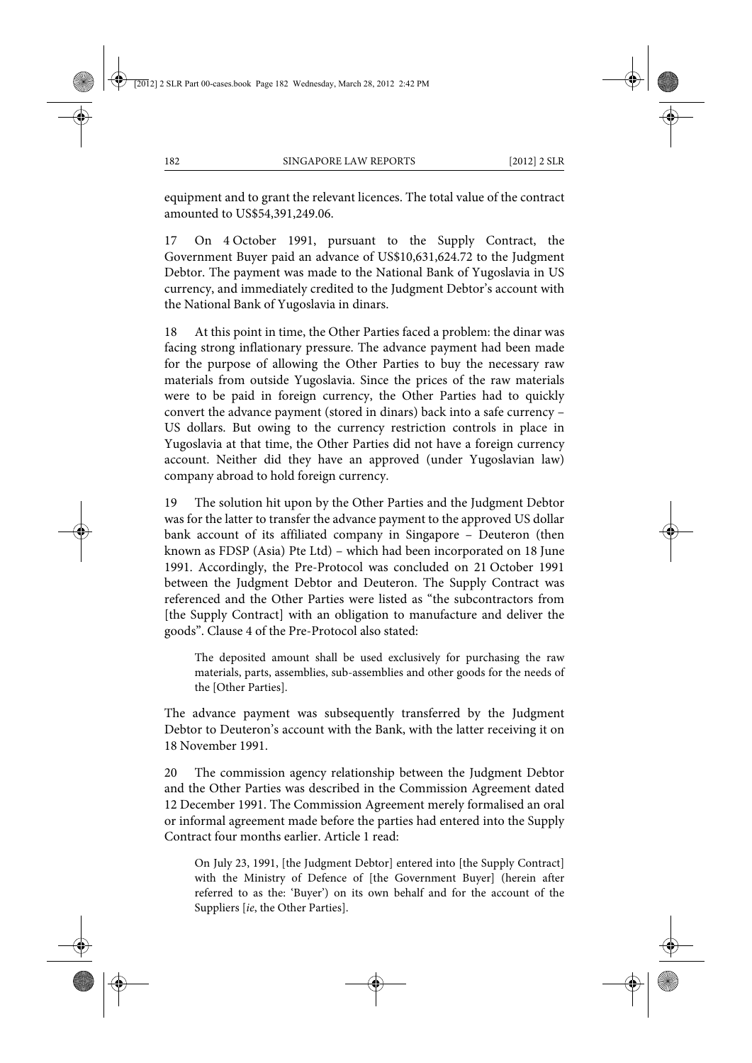equipment and to grant the relevant licences. The total value of the contract amounted to US$54,391,249.06.

17 On 4 October 1991, pursuant to the Supply Contract, the Government Buyer paid an advance of US$10,631,624.72 to the Judgment Debtor. The payment was made to the National Bank of Yugoslavia in US currency, and immediately credited to the Judgment Debtor's account with the National Bank of Yugoslavia in dinars.

18 At this point in time, the Other Parties faced a problem: the dinar was facing strong inflationary pressure. The advance payment had been made for the purpose of allowing the Other Parties to buy the necessary raw materials from outside Yugoslavia. Since the prices of the raw materials were to be paid in foreign currency, the Other Parties had to quickly convert the advance payment (stored in dinars) back into a safe currency – US dollars. But owing to the currency restriction controls in place in Yugoslavia at that time, the Other Parties did not have a foreign currency account. Neither did they have an approved (under Yugoslavian law) company abroad to hold foreign currency.

19 The solution hit upon by the Other Parties and the Judgment Debtor was for the latter to transfer the advance payment to the approved US dollar bank account of its affiliated company in Singapore – Deuteron (then known as FDSP (Asia) Pte Ltd) – which had been incorporated on 18 June 1991. Accordingly, the Pre-Protocol was concluded on 21 October 1991 between the Judgment Debtor and Deuteron. The Supply Contract was referenced and the Other Parties were listed as "the subcontractors from [the Supply Contract] with an obligation to manufacture and deliver the goods". Clause 4 of the Pre-Protocol also stated:

> The deposited amount shall be used exclusively for purchasing the raw materials, parts, assemblies, sub-assemblies and other goods for the needs of the [Other Parties].

The advance payment was subsequently transferred by the Judgment Debtor to Deuteron's account with the Bank, with the latter receiving it on 18 November 1991.

20 The commission agency relationship between the Judgment Debtor and the Other Parties was described in the Commission Agreement dated 12 December 1991. The Commission Agreement merely formalised an oral or informal agreement made before the parties had entered into the Supply Contract four months earlier. Article 1 read:

> On July 23, 1991, [the Judgment Debtor] entered into [the Supply Contract] with the Ministry of Defence of [the Government Buyer] (herein after referred to as the: 'Buyer') on its own behalf and for the account of the Suppliers [*ie*, the Other Parties].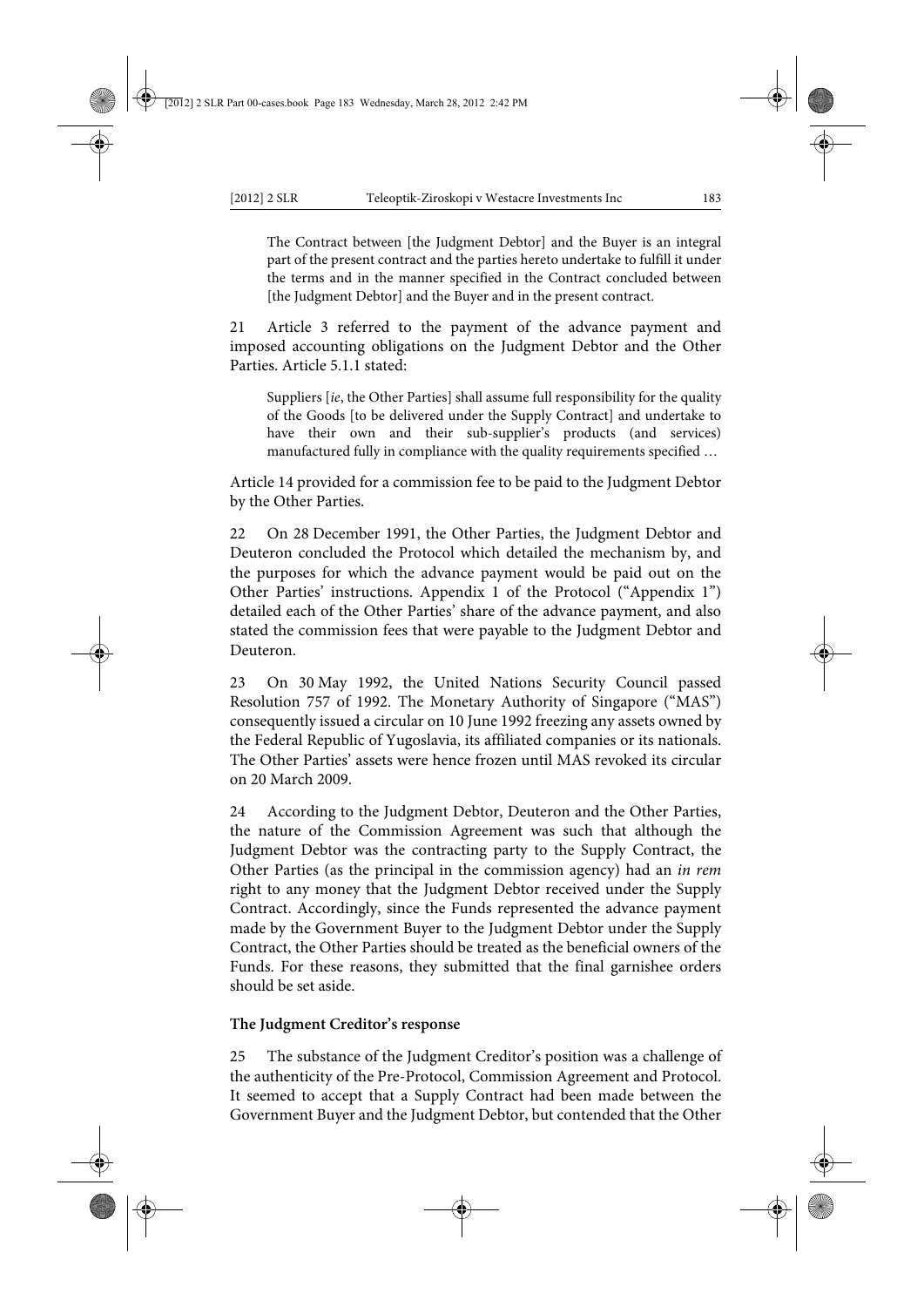> The Contract between [the Judgment Debtor] and the Buyer is an integral part of the present contract and the parties hereto undertake to fulfill it under the terms and in the manner specified in the Contract concluded between [the Judgment Debtor] and the Buyer and in the present contract.

21 Article 3 referred to the payment of the advance payment and imposed accounting obligations on the Judgment Debtor and the Other Parties. Article 5.1.1 stated:

> Suppliers [*ie*, the Other Parties] shall assume full responsibility for the quality of the Goods [to be delivered under the Supply Contract] and undertake to have their own and their sub-supplier's products (and services) manufactured fully in compliance with the quality requirements specified …

Article 14 provided for a commission fee to be paid to the Judgment Debtor by the Other Parties.

22 On 28 December 1991, the Other Parties, the Judgment Debtor and Deuteron concluded the Protocol which detailed the mechanism by, and the purposes for which the advance payment would be paid out on the Other Parties' instructions. Appendix 1 of the Protocol ("Appendix 1") detailed each of the Other Parties' share of the advance payment, and also stated the commission fees that were payable to the Judgment Debtor and Deuteron.

23 On 30 May 1992, the United Nations Security Council passed Resolution 757 of 1992. The Monetary Authority of Singapore ("MAS") consequently issued a circular on 10 June 1992 freezing any assets owned by the Federal Republic of Yugoslavia, its affiliated companies or its nationals. The Other Parties' assets were hence frozen until MAS revoked its circular on 20 March 2009.

24 According to the Judgment Debtor, Deuteron and the Other Parties, the nature of the Commission Agreement was such that although the Judgment Debtor was the contracting party to the Supply Contract, the Other Parties (as the principal in the commission agency) had an *in rem* right to any money that the Judgment Debtor received under the Supply Contract. Accordingly, since the Funds represented the advance payment made by the Government Buyer to the Judgment Debtor under the Supply Contract, the Other Parties should be treated as the beneficial owners of the Funds. For these reasons, they submitted that the final garnishee orders should be set aside.

### The Judgment Creditor's response

25 The substance of the Judgment Creditor's position was a challenge of the authenticity of the Pre-Protocol, Commission Agreement and Protocol. It seemed to accept that a Supply Contract had been made between the Government Buyer and the Judgment Debtor, but contended that the Other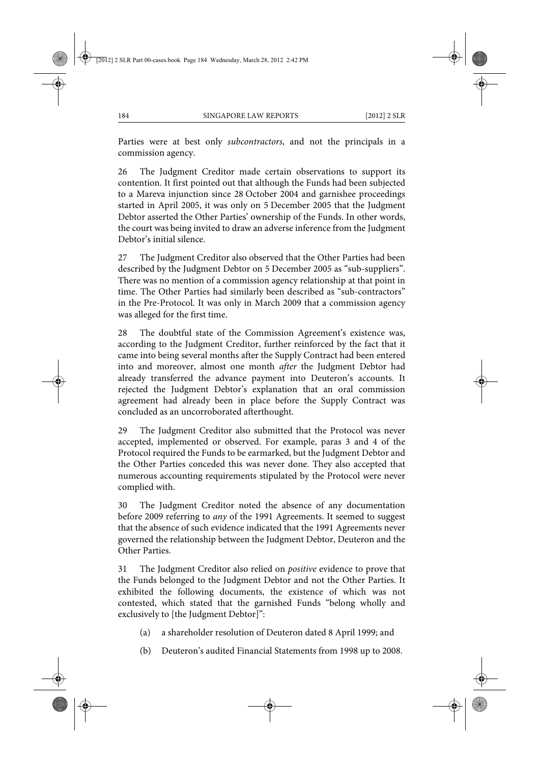Parties were at best only *subcontractors*, and not the principals in a commission agency.

26 The Judgment Creditor made certain observations to support its contention. It first pointed out that although the Funds had been subjected to a Mareva injunction since 28 October 2004 and garnishee proceedings started in April 2005, it was only on 5 December 2005 that the Judgment Debtor asserted the Other Parties' ownership of the Funds. In other words, the court was being invited to draw an adverse inference from the Judgment Debtor's initial silence.

27 The Judgment Creditor also observed that the Other Parties had been described by the Judgment Debtor on 5 December 2005 as "sub-suppliers". There was no mention of a commission agency relationship at that point in time. The Other Parties had similarly been described as "sub-contractors" in the Pre-Protocol. It was only in March 2009 that a commission agency was alleged for the first time.

28 The doubtful state of the Commission Agreement's existence was, according to the Judgment Creditor, further reinforced by the fact that it came into being several months after the Supply Contract had been entered into and moreover, almost one month *after* the Judgment Debtor had already transferred the advance payment into Deuteron's accounts. It rejected the Judgment Debtor's explanation that an oral commission agreement had already been in place before the Supply Contract was concluded as an uncorroborated afterthought.

29 The Judgment Creditor also submitted that the Protocol was never accepted, implemented or observed. For example, paras 3 and 4 of the Protocol required the Funds to be earmarked, but the Judgment Debtor and the Other Parties conceded this was never done. They also accepted that numerous accounting requirements stipulated by the Protocol were never complied with.

30 The Judgment Creditor noted the absence of any documentation before 2009 referring to *any* of the 1991 Agreements. It seemed to suggest that the absence of such evidence indicated that the 1991 Agreements never governed the relationship between the Judgment Debtor, Deuteron and the Other Parties.

31 The Judgment Creditor also relied on *positive* evidence to prove that the Funds belonged to the Judgment Debtor and not the Other Parties. It exhibited the following documents, the existence of which was not contested, which stated that the garnished Funds "belong wholly and exclusively to [the Judgment Debtor]":

(a) a shareholder resolution of Deuteron dated 8 April 1999; and

(b) Deuteron's audited Financial Statements from 1998 up to 2008.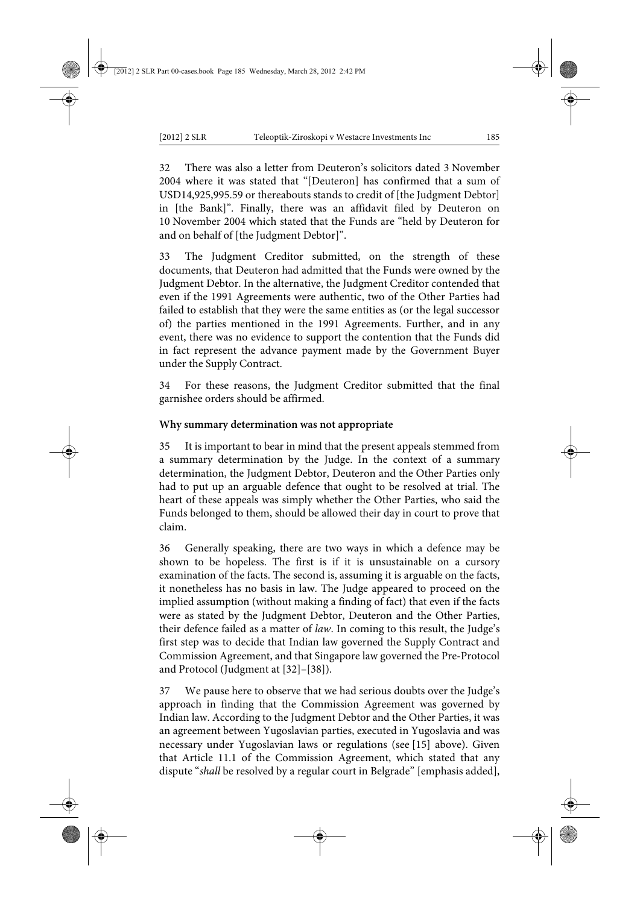32 There was also a letter from Deuteron's solicitors dated 3 November 2004 where it was stated that "[Deuteron] has confirmed that a sum of USD14,925,995.59 or thereabouts stands to credit of [the Judgment Debtor] in [the Bank]". Finally, there was an affidavit filed by Deuteron on 10 November 2004 which stated that the Funds are "held by Deuteron for and on behalf of [the Judgment Debtor]".

33 The Judgment Creditor submitted, on the strength of these documents, that Deuteron had admitted that the Funds were owned by the Judgment Debtor. In the alternative, the Judgment Creditor contended that even if the 1991 Agreements were authentic, two of the Other Parties had failed to establish that they were the same entities as (or the legal successor of) the parties mentioned in the 1991 Agreements. Further, and in any event, there was no evidence to support the contention that the Funds did in fact represent the advance payment made by the Government Buyer under the Supply Contract.

34 For these reasons, the Judgment Creditor submitted that the final garnishee orders should be affirmed.

**Why summary determination was not appropriate**

35 It is important to bear in mind that the present appeals stemmed from a summary determination by the Judge. In the context of a summary determination, the Judgment Debtor, Deuteron and the Other Parties only had to put up an arguable defence that ought to be resolved at trial. The heart of these appeals was simply whether the Other Parties, who said the Funds belonged to them, should be allowed their day in court to prove that claim.

36 Generally speaking, there are two ways in which a defence may be shown to be hopeless. The first is if it is unsustainable on a cursory examination of the facts. The second is, assuming it is arguable on the facts, it nonetheless has no basis in law. The Judge appeared to proceed on the implied assumption (without making a finding of fact) that even if the facts were as stated by the Judgment Debtor, Deuteron and the Other Parties, their defence failed as a matter of *law*. In coming to this result, the Judge's first step was to decide that Indian law governed the Supply Contract and Commission Agreement, and that Singapore law governed the Pre-Protocol and Protocol (Judgment at [32]–[38]).

37 We pause here to observe that we had serious doubts over the Judge's approach in finding that the Commission Agreement was governed by Indian law. According to the Judgment Debtor and the Other Parties, it was an agreement between Yugoslavian parties, executed in Yugoslavia and was necessary under Yugoslavian laws or regulations (see [15] above). Given that Article 11.1 of the Commission Agreement, which stated that any dispute "*shall* be resolved by a regular court in Belgrade" [emphasis added],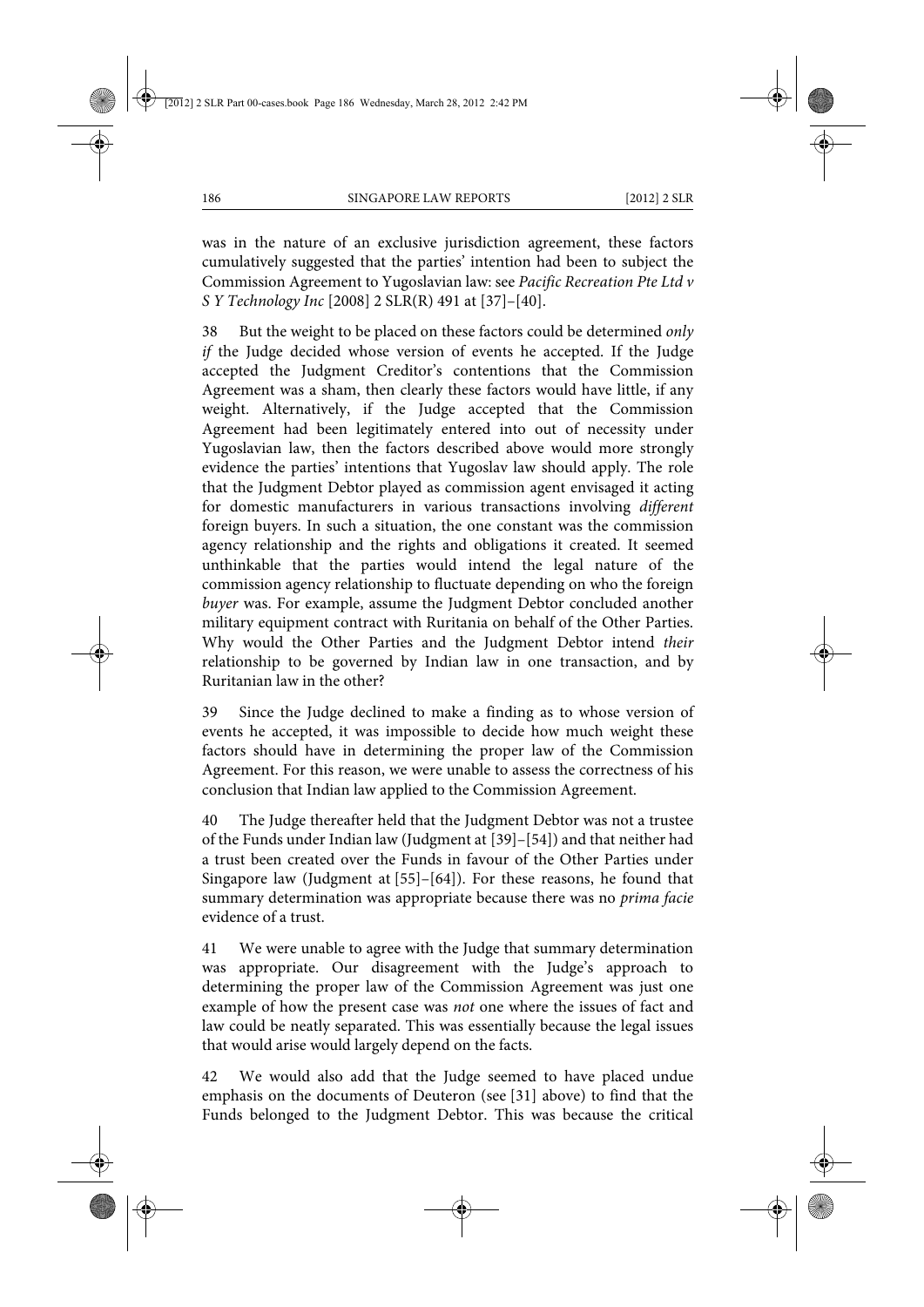was in the nature of an exclusive jurisdiction agreement, these factors cumulatively suggested that the parties' intention had been to subject the Commission Agreement to Yugoslavian law: see *Pacific Recreation Pte Ltd v S Y Technology Inc* [2008] 2 SLR(R) 491 at [37]–[40].

38 But the weight to be placed on these factors could be determined *only if* the Judge decided whose version of events he accepted. If the Judge accepted the Judgment Creditor's contentions that the Commission Agreement was a sham, then clearly these factors would have little, if any weight. Alternatively, if the Judge accepted that the Commission Agreement had been legitimately entered into out of necessity under Yugoslavian law, then the factors described above would more strongly evidence the parties' intentions that Yugoslav law should apply. The role that the Judgment Debtor played as commission agent envisaged it acting for domestic manufacturers in various transactions involving *different* foreign buyers. In such a situation, the one constant was the commission agency relationship and the rights and obligations it created. It seemed unthinkable that the parties would intend the legal nature of the commission agency relationship to fluctuate depending on who the foreign *buyer* was. For example, assume the Judgment Debtor concluded another military equipment contract with Ruritania on behalf of the Other Parties. Why would the Other Parties and the Judgment Debtor intend *their* relationship to be governed by Indian law in one transaction, and by Ruritanian law in the other?

39 Since the Judge declined to make a finding as to whose version of events he accepted, it was impossible to decide how much weight these factors should have in determining the proper law of the Commission Agreement. For this reason, we were unable to assess the correctness of his conclusion that Indian law applied to the Commission Agreement.

40 The Judge thereafter held that the Judgment Debtor was not a trustee of the Funds under Indian law (Judgment at [39]–[54]) and that neither had a trust been created over the Funds in favour of the Other Parties under Singapore law (Judgment at [55]–[64]). For these reasons, he found that summary determination was appropriate because there was no *prima facie* evidence of a trust.

41 We were unable to agree with the Judge that summary determination was appropriate. Our disagreement with the Judge's approach to determining the proper law of the Commission Agreement was just one example of how the present case was *not* one where the issues of fact and law could be neatly separated. This was essentially because the legal issues that would arise would largely depend on the facts.

42 We would also add that the Judge seemed to have placed undue emphasis on the documents of Deuteron (see [31] above) to find that the Funds belonged to the Judgment Debtor. This was because the critical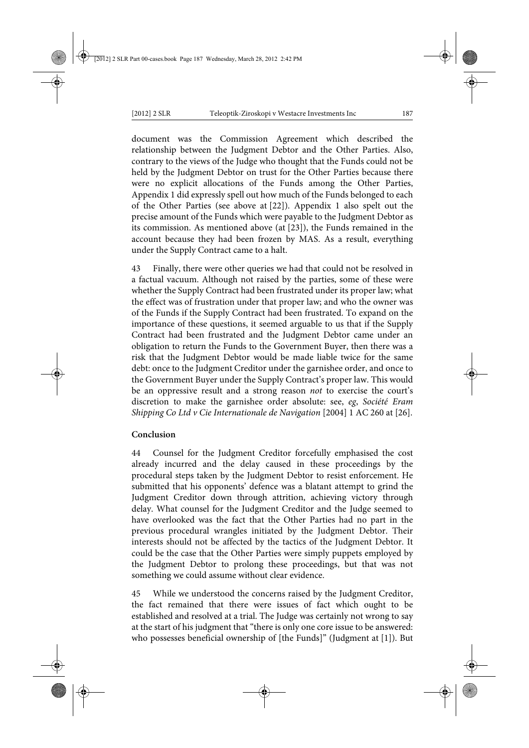document was the Commission Agreement which described the relationship between the Judgment Debtor and the Other Parties. Also, contrary to the views of the Judge who thought that the Funds could not be held by the Judgment Debtor on trust for the Other Parties because there were no explicit allocations of the Funds among the Other Parties, Appendix 1 did expressly spell out how much of the Funds belonged to each of the Other Parties (see above at [22]). Appendix 1 also spelt out the precise amount of the Funds which were payable to the Judgment Debtor as its commission. As mentioned above (at [23]), the Funds remained in the account because they had been frozen by MAS. As a result, everything under the Supply Contract came to a halt.

43 Finally, there were other queries we had that could not be resolved in a factual vacuum. Although not raised by the parties, some of these were whether the Supply Contract had been frustrated under its proper law; what the effect was of frustration under that proper law; and who the owner was of the Funds if the Supply Contract had been frustrated. To expand on the importance of these questions, it seemed arguable to us that if the Supply Contract had been frustrated and the Judgment Debtor came under an obligation to return the Funds to the Government Buyer, then there was a risk that the Judgment Debtor would be made liable twice for the same debt: once to the Judgment Creditor under the garnishee order, and once to the Government Buyer under the Supply Contract's proper law. This would be an oppressive result and a strong reason *not* to exercise the court's discretion to make the garnishee order absolute: see, *eg*, *Société Eram Shipping Co Ltd v Cie Internationale de Navigation* [2004] 1 AC 260 at [26].

**Conclusion**

44 Counsel for the Judgment Creditor forcefully emphasised the cost already incurred and the delay caused in these proceedings by the procedural steps taken by the Judgment Debtor to resist enforcement. He submitted that his opponents' defence was a blatant attempt to grind the Judgment Creditor down through attrition, achieving victory through delay. What counsel for the Judgment Creditor and the Judge seemed to have overlooked was the fact that the Other Parties had no part in the previous procedural wrangles initiated by the Judgment Debtor. Their interests should not be affected by the tactics of the Judgment Debtor. It could be the case that the Other Parties were simply puppets employed by the Judgment Debtor to prolong these proceedings, but that was not something we could assume without clear evidence.

45 While we understood the concerns raised by the Judgment Creditor, the fact remained that there were issues of fact which ought to be established and resolved at a trial. The Judge was certainly not wrong to say at the start of his judgment that "there is only one core issue to be answered: who possesses beneficial ownership of [the Funds]" (Judgment at [1]). But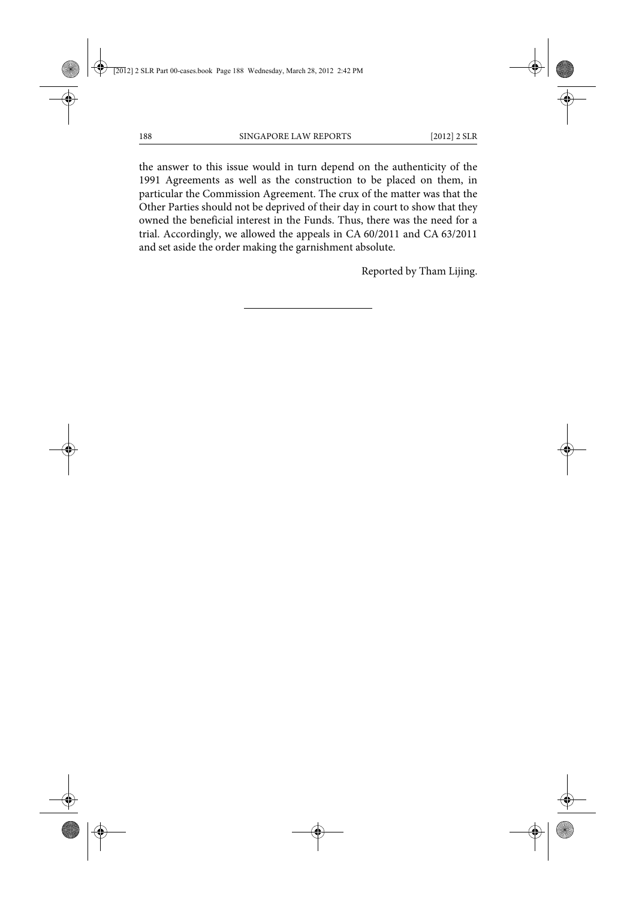the answer to this issue would in turn depend on the authenticity of the 1991 Agreements as well as the construction to be placed on them, in particular the Commission Agreement. The crux of the matter was that the Other Parties should not be deprived of their day in court to show that they owned the beneficial interest in the Funds. Thus, there was the need for a trial. Accordingly, we allowed the appeals in CA 60/2011 and CA 63/2011 and set aside the order making the garnishment absolute.

Reported by Tham Lijing.